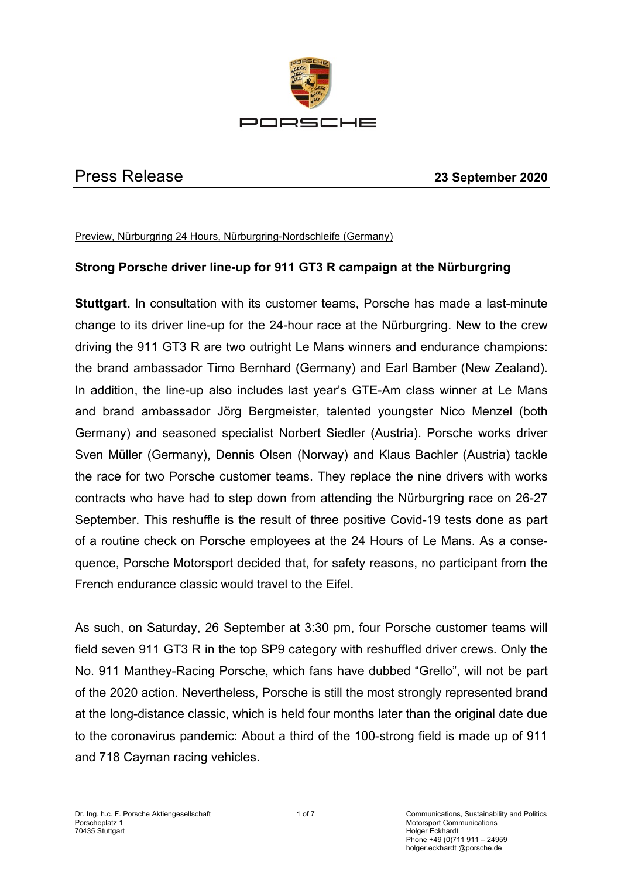# Press Release

**23 September 2020**

Preview, Nürburgring 24 Hours, Nürburgring-Nordschleife (Germany)

## Strong Porsche driver line-up for 911 GT3 R campaign at the Nürburgring

**Stuttgart.** In consultation with its customer teams, Porsche has made a last-minute change to its driver line-up for the 24-hour race at the Nürburgring. New to the crew driving the 911 GT3 R are two outright Le Mans winners and endurance champions: the brand ambassador Timo Bernhard (Germany) and Earl Bamber (New Zealand). In addition, the line-up also includes last year's GTE-Am class winner at Le Mans and brand ambassador Jörg Bergmeister, talented youngster Nico Menzel (both Germany) and seasoned specialist Norbert Siedler (Austria). Porsche works driver Sven Müller (Germany), Dennis Olsen (Norway) and Klaus Bachler (Austria) tackle the race for two Porsche customer teams. They replace the nine drivers with works contracts who have had to step down from attending the Nürburgring race on 26-27 September. This reshuffle is the result of three positive Covid-19 tests done as part of a routine check on Porsche employees at the 24 Hours of Le Mans. As a consequence, Porsche Motorsport decided that, for safety reasons, no participant from the French endurance classic would travel to the Eifel.

As such, on Saturday, 26 September at 3:30 pm, four Porsche customer teams will field seven 911 GT3 R in the top SP9 category with reshuffled driver crews. Only the No. 911 Manthey-Racing Porsche, which fans have dubbed "Grello", will not be part of the 2020 action. Nevertheless, Porsche is still the most strongly represented brand at the long-distance classic, which is held four months later than the original date due to the coronavirus pandemic: About a third of the 100-strong field is made up of 911 and 718 Cayman racing vehicles.

Dr. Ing. h.c. F. Porsche Aktiengesellschaft
Porscheplatz 1
70435 Stuttgart

Communications, Sustainability and Politics
Motorsport Communications
Holger Eckhardt
Phone +49 (0)711 911 – 24959
holger.eckhardt @porsche.de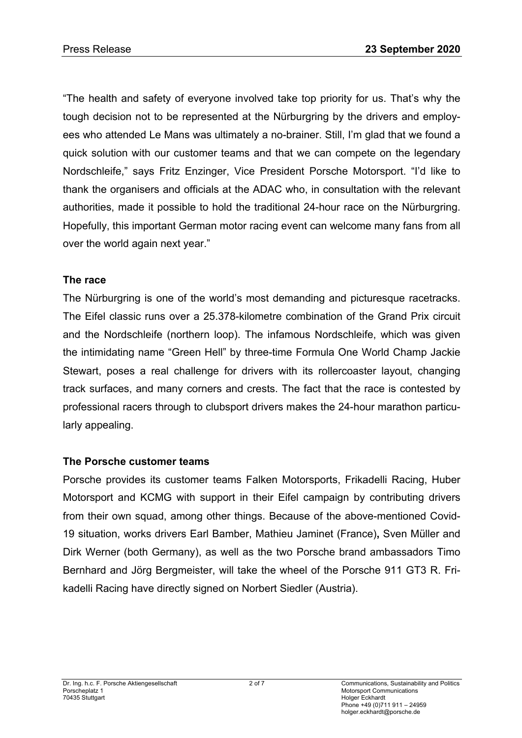"The health and safety of everyone involved take top priority for us. That's why the tough decision not to be represented at the Nürburgring by the drivers and employees who attended Le Mans was ultimately a no-brainer. Still, I'm glad that we found a quick solution with our customer teams and that we can compete on the legendary Nordschleife," says Fritz Enzinger, Vice President Porsche Motorsport. "I'd like to thank the organisers and officials at the ADAC who, in consultation with the relevant authorities, made it possible to hold the traditional 24-hour race on the Nürburgring. Hopefully, this important German motor racing event can welcome many fans from all over the world again next year."

**The race**

The Nürburgring is one of the world's most demanding and picturesque racetracks. The Eifel classic runs over a 25.378-kilometre combination of the Grand Prix circuit and the Nordschleife (northern loop). The infamous Nordschleife, which was given the intimidating name "Green Hell" by three-time Formula One World Champ Jackie Stewart, poses a real challenge for drivers with its rollercoaster layout, changing track surfaces, and many corners and crests. The fact that the race is contested by professional racers through to clubsport drivers makes the 24-hour marathon particularly appealing.

**The Porsche customer teams**

Porsche provides its customer teams Falken Motorsports, Frikadelli Racing, Huber Motorsport and KCMG with support in their Eifel campaign by contributing drivers from their own squad, among other things. Because of the above-mentioned Covid-19 situation, works drivers Earl Bamber, Mathieu Jaminet (France)**,** Sven Müller and Dirk Werner (both Germany), as well as the two Porsche brand ambassadors Timo Bernhard and Jörg Bergmeister, will take the wheel of the Porsche 911 GT3 R. Frikadelli Racing have directly signed on Norbert Siedler (Austria).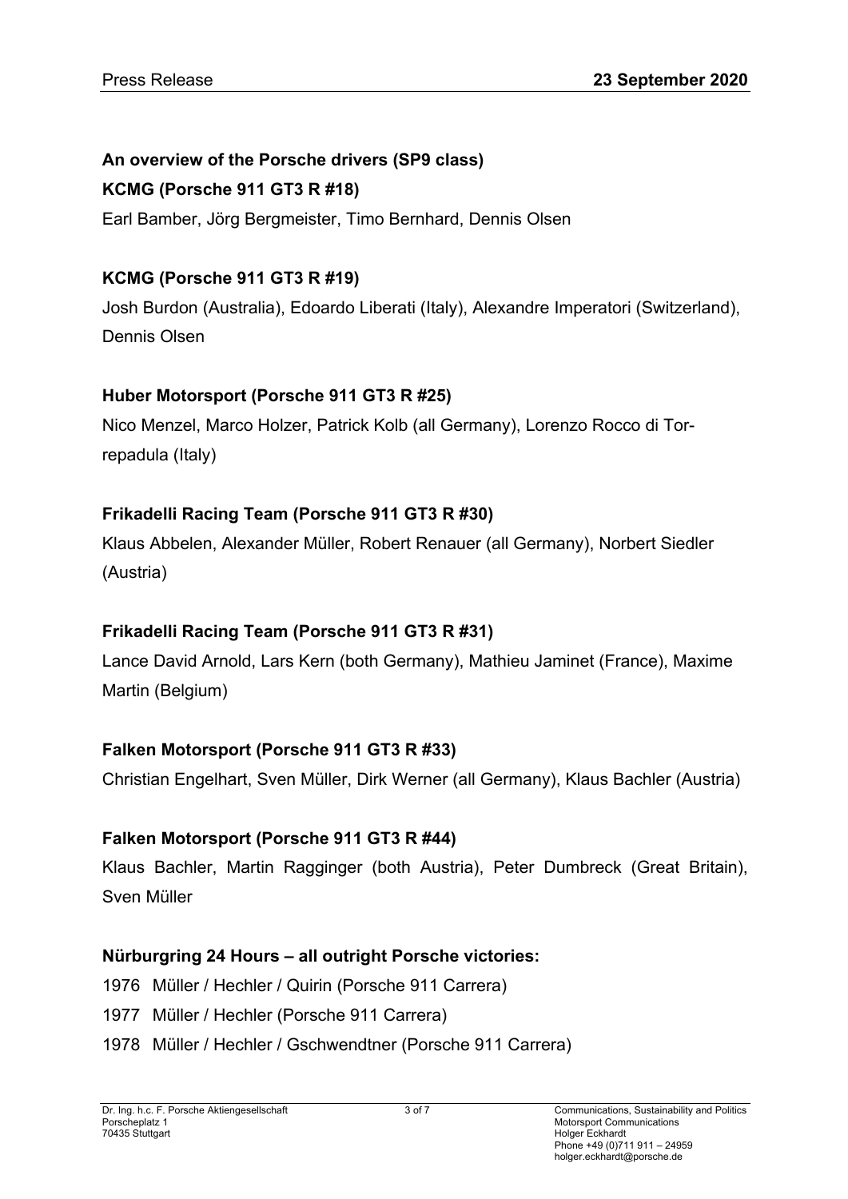**An overview of the Porsche drivers (SP9 class)**

**KCMG (Porsche 911 GT3 R #18)**

Earl Bamber, Jörg Bergmeister, Timo Bernhard, Dennis Olsen

**KCMG (Porsche 911 GT3 R #19)**

Josh Burdon (Australia), Edoardo Liberati (Italy), Alexandre Imperatori (Switzerland), Dennis Olsen

**Huber Motorsport (Porsche 911 GT3 R #25)**

Nico Menzel, Marco Holzer, Patrick Kolb (all Germany), Lorenzo Rocco di Torrepadula (Italy)

**Frikadelli Racing Team (Porsche 911 GT3 R #30)**

Klaus Abbelen, Alexander Müller, Robert Renauer (all Germany), Norbert Siedler (Austria)

**Frikadelli Racing Team (Porsche 911 GT3 R #31)**

Lance David Arnold, Lars Kern (both Germany), Mathieu Jaminet (France), Maxime Martin (Belgium)

**Falken Motorsport (Porsche 911 GT3 R #33)**

Christian Engelhart, Sven Müller, Dirk Werner (all Germany), Klaus Bachler (Austria)

**Falken Motorsport (Porsche 911 GT3 R #44)**

Klaus Bachler, Martin Ragginger (both Austria), Peter Dumbreck (Great Britain), Sven Müller

**Nürburgring 24 Hours – all outright Porsche victories:**

1976 Müller / Hechler / Quirin (Porsche 911 Carrera)

1977 Müller / Hechler (Porsche 911 Carrera)

1978 Müller / Hechler / Gschwendtner (Porsche 911 Carrera)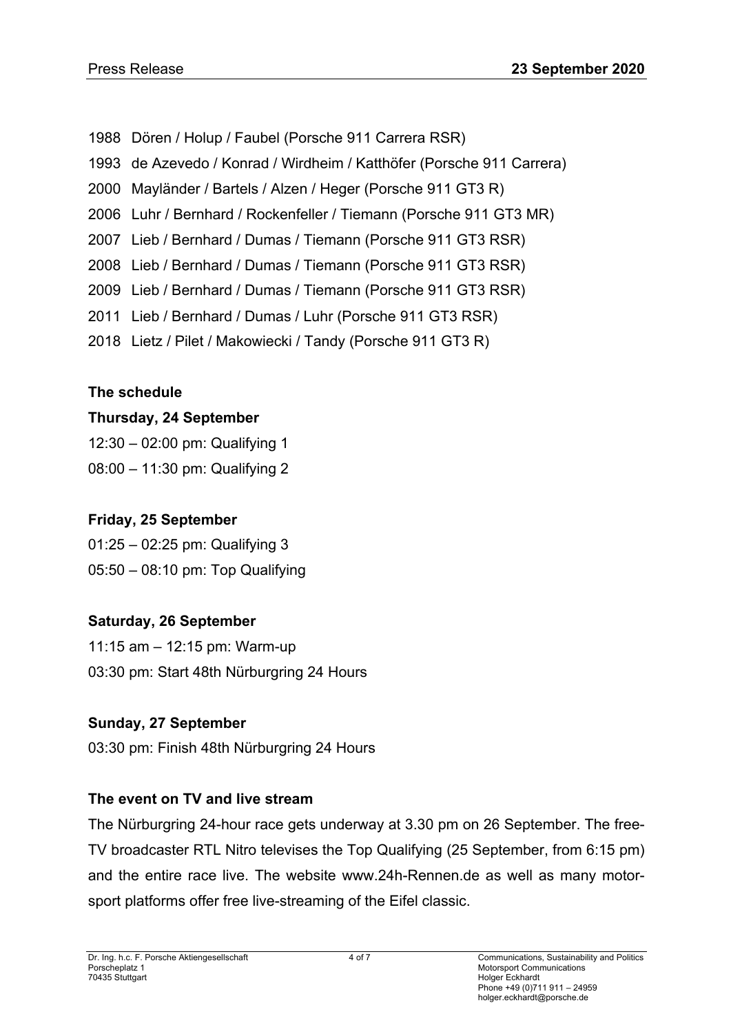1988 Dören / Holup / Faubel (Porsche 911 Carrera RSR)
1993 de Azevedo / Konrad / Wirdheim / Katthöfer (Porsche 911 Carrera)
2000 Mayländer / Bartels / Alzen / Heger (Porsche 911 GT3 R)
2006 Luhr / Bernhard / Rockenfeller / Tiemann (Porsche 911 GT3 MR)
2007 Lieb / Bernhard / Dumas / Tiemann (Porsche 911 GT3 RSR)
2008 Lieb / Bernhard / Dumas / Tiemann (Porsche 911 GT3 RSR)
2009 Lieb / Bernhard / Dumas / Tiemann (Porsche 911 GT3 RSR)
2011 Lieb / Bernhard / Dumas / Luhr (Porsche 911 GT3 RSR)
2018 Lietz / Pilet / Makowiecki / Tandy (Porsche 911 GT3 R)

**The schedule**

**Thursday, 24 September**
12:30 – 02:00 pm: Qualifying 1
08:00 – 11:30 pm: Qualifying 2

**Friday, 25 September**
01:25 – 02:25 pm: Qualifying 3
05:50 – 08:10 pm: Top Qualifying

**Saturday, 26 September**
11:15 am – 12:15 pm: Warm-up
03:30 pm: Start 48th Nürburgring 24 Hours

**Sunday, 27 September**
03:30 pm: Finish 48th Nürburgring 24 Hours

**The event on TV and live stream**

The Nürburgring 24-hour race gets underway at 3.30 pm on 26 September. The free-TV broadcaster RTL Nitro televises the Top Qualifying (25 September, from 6:15 pm) and the entire race live. The website www.24h-Rennen.de as well as many motorsport platforms offer free live-streaming of the Eifel classic.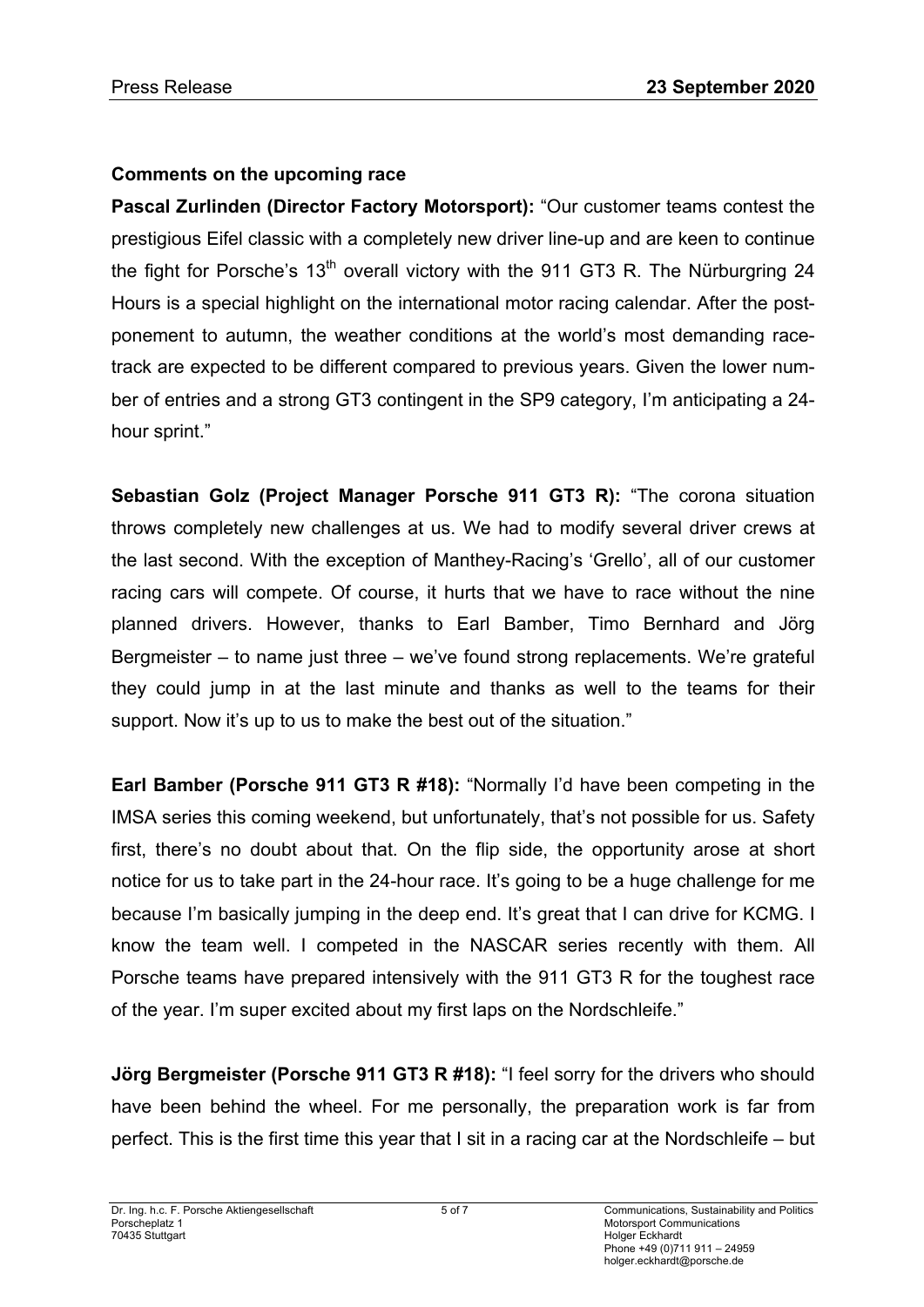### Comments on the upcoming race

**Pascal Zurlinden (Director Factory Motorsport):** "Our customer teams contest the prestigious Eifel classic with a completely new driver line-up and are keen to continue the fight for Porsche's 13th overall victory with the 911 GT3 R. The Nürburgring 24 Hours is a special highlight on the international motor racing calendar. After the postponement to autumn, the weather conditions at the world's most demanding racetrack are expected to be different compared to previous years. Given the lower number of entries and a strong GT3 contingent in the SP9 category, I'm anticipating a 24-hour sprint."

**Sebastian Golz (Project Manager Porsche 911 GT3 R):** "The corona situation throws completely new challenges at us. We had to modify several driver crews at the last second. With the exception of Manthey-Racing's 'Grello', all of our customer racing cars will compete. Of course, it hurts that we have to race without the nine planned drivers. However, thanks to Earl Bamber, Timo Bernhard and Jörg Bergmeister – to name just three – we've found strong replacements. We're grateful they could jump in at the last minute and thanks as well to the teams for their support. Now it's up to us to make the best out of the situation."

**Earl Bamber (Porsche 911 GT3 R #18):** "Normally I'd have been competing in the IMSA series this coming weekend, but unfortunately, that's not possible for us. Safety first, there's no doubt about that. On the flip side, the opportunity arose at short notice for us to take part in the 24-hour race. It's going to be a huge challenge for me because I'm basically jumping in the deep end. It's great that I can drive for KCMG. I know the team well. I competed in the NASCAR series recently with them. All Porsche teams have prepared intensively with the 911 GT3 R for the toughest race of the year. I'm super excited about my first laps on the Nordschleife."

**Jörg Bergmeister (Porsche 911 GT3 R #18):** "I feel sorry for the drivers who should have been behind the wheel. For me personally, the preparation work is far from perfect. This is the first time this year that I sit in a racing car at the Nordschleife – but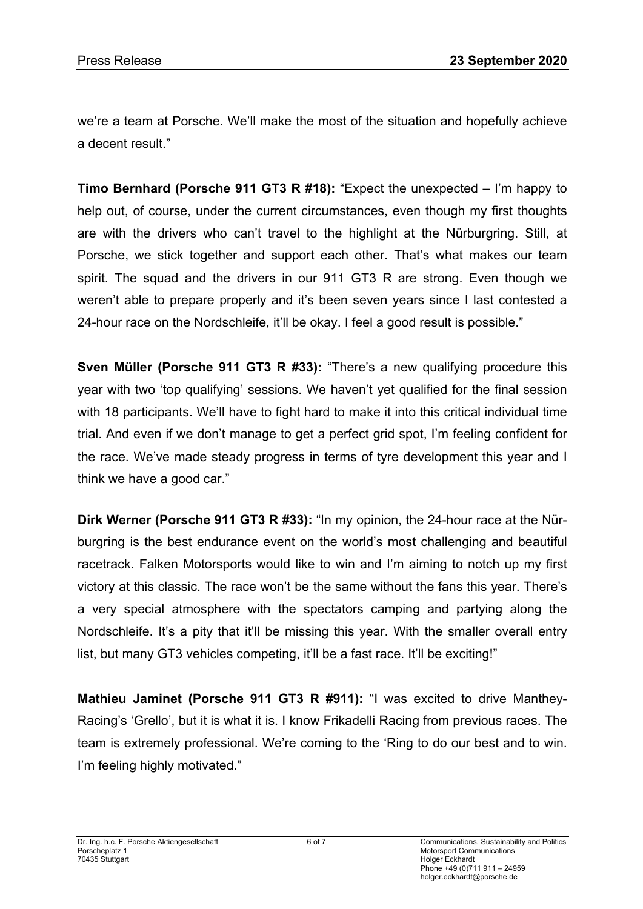we're a team at Porsche. We'll make the most of the situation and hopefully achieve a decent result."

**Timo Bernhard (Porsche 911 GT3 R #18):** "Expect the unexpected – I'm happy to help out, of course, under the current circumstances, even though my first thoughts are with the drivers who can't travel to the highlight at the Nürburgring. Still, at Porsche, we stick together and support each other. That's what makes our team spirit. The squad and the drivers in our 911 GT3 R are strong. Even though we weren't able to prepare properly and it's been seven years since I last contested a 24-hour race on the Nordschleife, it'll be okay. I feel a good result is possible."

**Sven Müller (Porsche 911 GT3 R #33):** "There's a new qualifying procedure this year with two 'top qualifying' sessions. We haven't yet qualified for the final session with 18 participants. We'll have to fight hard to make it into this critical individual time trial. And even if we don't manage to get a perfect grid spot, I'm feeling confident for the race. We've made steady progress in terms of tyre development this year and I think we have a good car."

**Dirk Werner (Porsche 911 GT3 R #33):** "In my opinion, the 24-hour race at the Nürburgring is the best endurance event on the world's most challenging and beautiful racetrack. Falken Motorsports would like to win and I'm aiming to notch up my first victory at this classic. The race won't be the same without the fans this year. There's a very special atmosphere with the spectators camping and partying along the Nordschleife. It's a pity that it'll be missing this year. With the smaller overall entry list, but many GT3 vehicles competing, it'll be a fast race. It'll be exciting!"

**Mathieu Jaminet (Porsche 911 GT3 R #911):** "I was excited to drive Manthey-Racing's 'Grello', but it is what it is. I know Frikadelli Racing from previous races. The team is extremely professional. We're coming to the 'Ring to do our best and to win. I'm feeling highly motivated."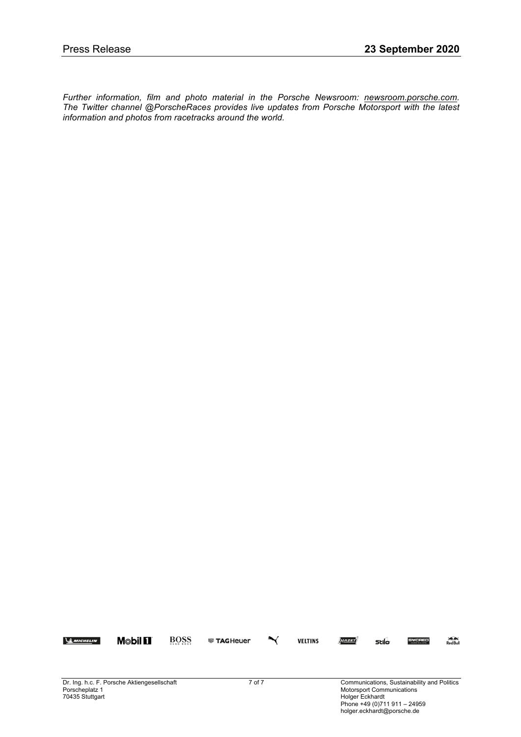*Further information, film and photo material in the Porsche Newsroom: newsroom.porsche.com. The Twitter channel @PorscheRaces provides live updates from Porsche Motorsport with the latest information and photos from racetracks around the world.*